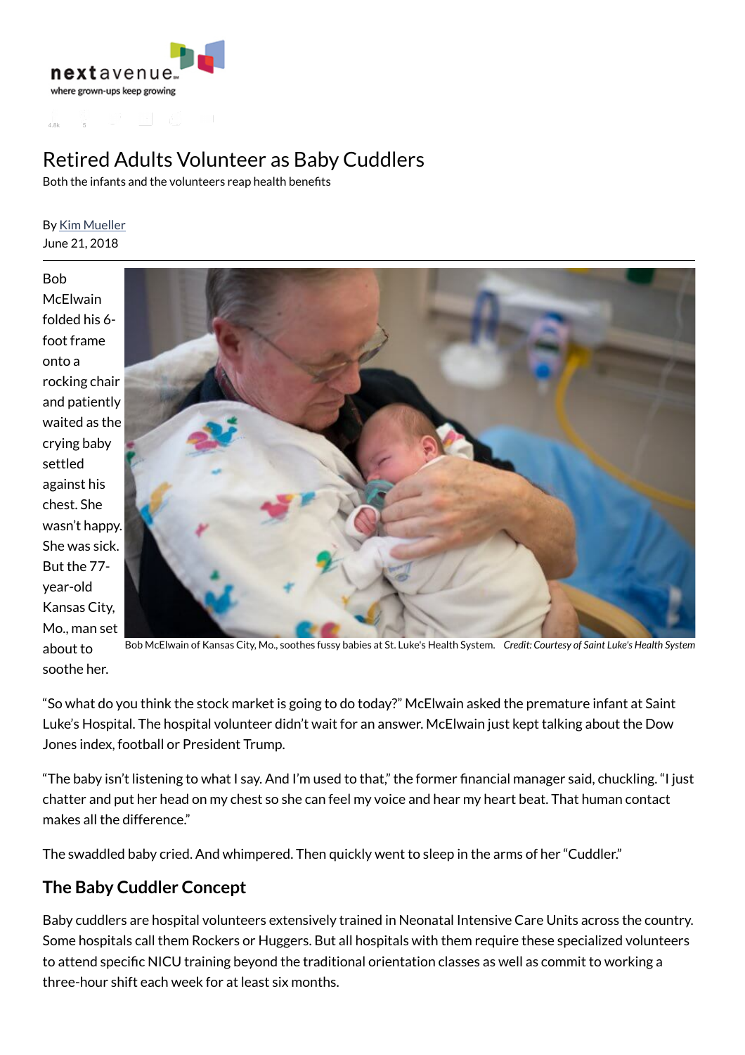nextavenue
where grown-ups keep growing

# Retired Adults Volunteer as Baby Cuddlers

Both the infants and the volunteers reap health benefits

By Kim Mueller
June 21, 2018

Bob McElwain folded his 6-foot frame onto a rocking chair and patiently waited as the crying baby settled against his chest. She wasn't happy. She was sick. But the 77-year-old Kansas City, Mo., man set about to soothe her.

Bob McElwain of Kansas City, Mo., soothes fussy babies at St. Luke's Health System. *Credit: Courtesy of Saint Luke's Health System*

"So what do you think the stock market is going to do today?" McElwain asked the premature infant at Saint Luke's Hospital. The hospital volunteer didn't wait for an answer. McElwain just kept talking about the Dow Jones index, football or President Trump.

"The baby isn't listening to what I say. And I'm used to that," the former financial manager said, chuckling. "I just chatter and put her head on my chest so she can feel my voice and hear my heart beat. That human contact makes all the difference."

The swaddled baby cried. And whimpered. Then quickly went to sleep in the arms of her "Cuddler."

## The Baby Cuddler Concept

Baby cuddlers are hospital volunteers extensively trained in Neonatal Intensive Care Units across the country. Some hospitals call them Rockers or Huggers. But all hospitals with them require these specialized volunteers to attend specific NICU training beyond the traditional orientation classes as well as commit to working a three-hour shift each week for at least six months.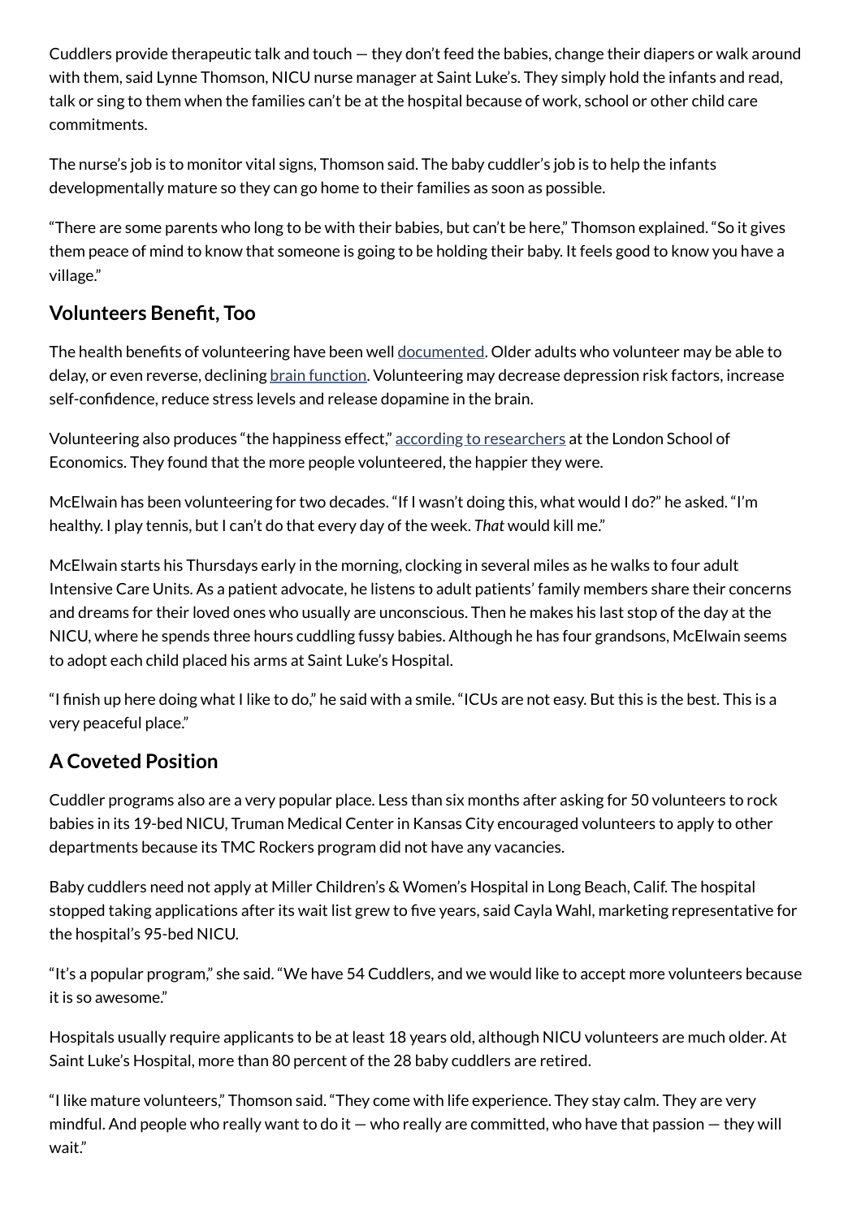Cuddlers provide therapeutic talk and touch — they don't feed the babies, change their diapers or walk around with them, said Lynne Thomson, NICU nurse manager at Saint Luke's. They simply hold the infants and read, talk or sing to them when the families can't be at the hospital because of work, school or other child care commitments.

The nurse's job is to monitor vital signs, Thomson said. The baby cuddler's job is to help the infants developmentally mature so they can go home to their families as soon as possible.

"There are some parents who long to be with their babies, but can't be here," Thomson explained. "So it gives them peace of mind to know that someone is going to be holding their baby. It feels good to know you have a village."

## Volunteers Benefit, Too

The health benefits of volunteering have been well documented. Older adults who volunteer may be able to delay, or even reverse, declining brain function. Volunteering may decrease depression risk factors, increase self-confidence, reduce stress levels and release dopamine in the brain.

Volunteering also produces "the happiness effect," according to researchers at the London School of Economics. They found that the more people volunteered, the happier they were.

McElwain has been volunteering for two decades. "If I wasn't doing this, what would I do?" he asked. "I'm healthy. I play tennis, but I can't do that every day of the week. *That* would kill me."

McElwain starts his Thursdays early in the morning, clocking in several miles as he walks to four adult Intensive Care Units. As a patient advocate, he listens to adult patients' family members share their concerns and dreams for their loved ones who usually are unconscious. Then he makes his last stop of the day at the NICU, where he spends three hours cuddling fussy babies. Although he has four grandsons, McElwain seems to adopt each child placed his arms at Saint Luke's Hospital.

"I finish up here doing what I like to do," he said with a smile. "ICUs are not easy. But this is the best. This is a very peaceful place."

## A Coveted Position

Cuddler programs also are a very popular place. Less than six months after asking for 50 volunteers to rock babies in its 19-bed NICU, Truman Medical Center in Kansas City encouraged volunteers to apply to other departments because its TMC Rockers program did not have any vacancies.

Baby cuddlers need not apply at Miller Children's & Women's Hospital in Long Beach, Calif. The hospital stopped taking applications after its wait list grew to five years, said Cayla Wahl, marketing representative for the hospital's 95-bed NICU.

"It's a popular program," she said. "We have 54 Cuddlers, and we would like to accept more volunteers because it is so awesome."

Hospitals usually require applicants to be at least 18 years old, although NICU volunteers are much older. At Saint Luke's Hospital, more than 80 percent of the 28 baby cuddlers are retired.

"I like mature volunteers," Thomson said. "They come with life experience. They stay calm. They are very mindful. And people who really want to do it — who really are committed, who have that passion — they will wait."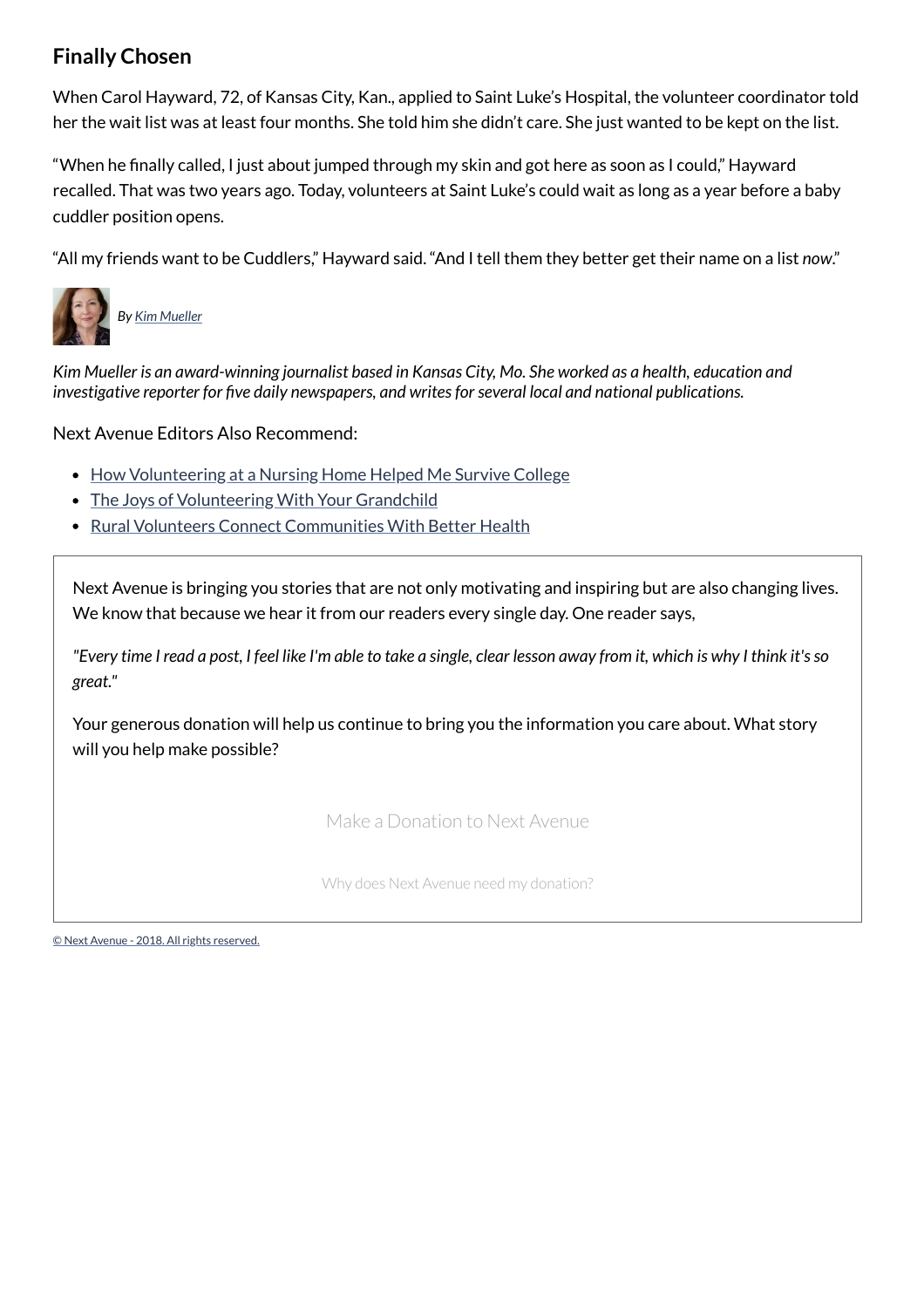## Finally Chosen

When Carol Hayward, 72, of Kansas City, Kan., applied to Saint Luke's Hospital, the volunteer coordinator told her the wait list was at least four months. She told him she didn't care. She just wanted to be kept on the list.

"When he finally called, I just about jumped through my skin and got here as soon as I could," Hayward recalled. That was two years ago. Today, volunteers at Saint Luke's could wait as long as a year before a baby cuddler position opens.

"All my friends want to be Cuddlers," Hayward said. "And I tell them they better get their name on a list *now*."

*By Kim Mueller*

*Kim Mueller is an award-winning journalist based in Kansas City, Mo. She worked as a health, education and investigative reporter for five daily newspapers, and writes for several local and national publications.*

Next Avenue Editors Also Recommend:

- How Volunteering at a Nursing Home Helped Me Survive College
- The Joys of Volunteering With Your Grandchild
- Rural Volunteers Connect Communities With Better Health

Next Avenue is bringing you stories that are not only motivating and inspiring but are also changing lives. We know that because we hear it from our readers every single day. One reader says,

*"Every time I read a post, I feel like I'm able to take a single, clear lesson away from it, which is why I think it's so great."*

Your generous donation will help us continue to bring you the information you care about. What story will you help make possible?

Make a Donation to Next Avenue

Why does Next Avenue need my donation?

© Next Avenue - 2018. All rights reserved.